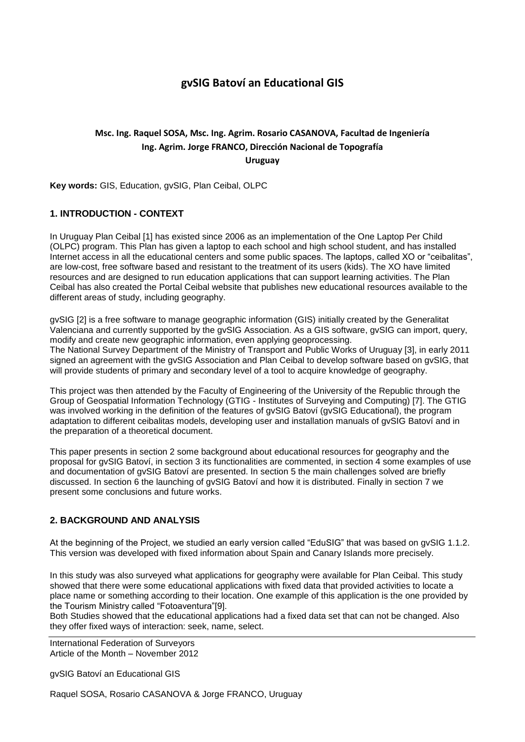# gvSIG Batoví an Educational GIS

**Msc. Ing. Raquel SOSA, Msc. Ing. Agrim. Rosario CASANOVA, Facultad de Ingeniería**
**Ing. Agrim. Jorge FRANCO, Dirección Nacional de Topografía**
**Uruguay**

**Key words:** GIS, Education, gvSIG, Plan Ceibal, OLPC

## 1. INTRODUCTION - CONTEXT

In Uruguay Plan Ceibal [1] has existed since 2006 as an implementation of the One Laptop Per Child (OLPC) program. This Plan has given a laptop to each school and high school student, and has installed Internet access in all the educational centers and some public spaces. The laptops, called XO or "ceibalitas", are low-cost, free software based and resistant to the treatment of its users (kids). The XO have limited resources and are designed to run education applications that can support learning activities. The Plan Ceibal has also created the Portal Ceibal website that publishes new educational resources available to the different areas of study, including geography.

gvSIG [2] is a free software to manage geographic information (GIS) initially created by the Generalitat Valenciana and currently supported by the gvSIG Association. As a GIS software, gvSIG can import, query, modify and create new geographic information, even applying geoprocessing.
The National Survey Department of the Ministry of Transport and Public Works of Uruguay [3], in early 2011 signed an agreement with the gvSIG Association and Plan Ceibal to develop software based on gvSIG, that will provide students of primary and secondary level of a tool to acquire knowledge of geography.

This project was then attended by the Faculty of Engineering of the University of the Republic through the Group of Geospatial Information Technology (GTIG - Institutes of Surveying and Computing) [7]. The GTIG was involved working in the definition of the features of gvSIG Batoví (gvSIG Educational), the program adaptation to different ceibalitas models, developing user and installation manuals of gvSIG Batoví and in the preparation of a theoretical document.

This paper presents in section 2 some background about educational resources for geography and the proposal for gvSIG Batoví, in section 3 its functionalities are commented, in section 4 some examples of use and documentation of gvSIG Batoví are presented. In section 5 the main challenges solved are briefly discussed. In section 6 the launching of gvSIG Batoví and how it is distributed. Finally in section 7 we present some conclusions and future works.

## 2. BACKGROUND AND ANALYSIS

At the beginning of the Project, we studied an early version called "EduSIG" that was based on gvSIG 1.1.2. This version was developed with fixed information about Spain and Canary Islands more precisely.

In this study was also surveyed what applications for geography were available for Plan Ceibal. This study showed that there were some educational applications with fixed data that provided activities to locate a place name or something according to their location. One example of this application is the one provided by the Tourism Ministry called "Fotoaventura"[9].
Both Studies showed that the educational applications had a fixed data set that can not be changed. Also they offer fixed ways of interaction: seek, name, select.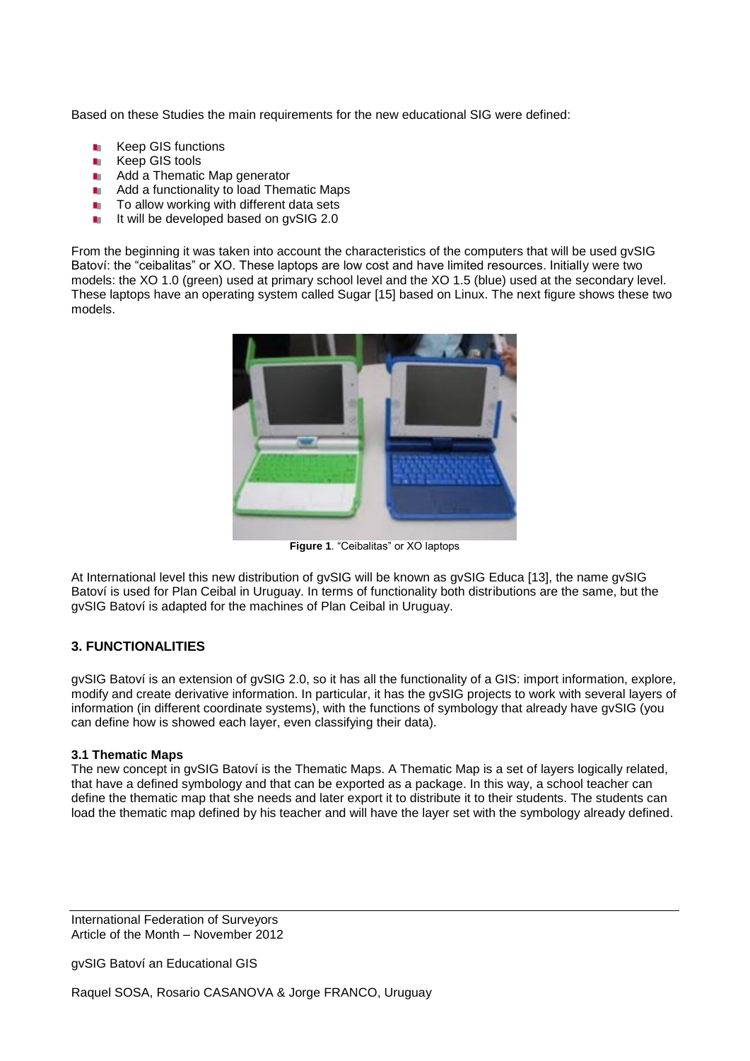Based on these Studies the main requirements for the new educational SIG were defined:

- Keep GIS functions
- Keep GIS tools
- Add a Thematic Map generator
- Add a functionality to load Thematic Maps
- To allow working with different data sets
- It will be developed based on gvSIG 2.0

From the beginning it was taken into account the characteristics of the computers that will be used gvSIG Batoví: the "ceibalitas" or XO. These laptops are low cost and have limited resources. Initially were two models: the XO 1.0 (green) used at primary school level and the XO 1.5 (blue) used at the secondary level. These laptops have an operating system called Sugar [15] based on Linux. The next figure shows these two models.

**Figure 1**. "Ceibalitas" or XO laptops

At International level this new distribution of gvSIG will be known as gvSIG Educa [13], the name gvSIG Batoví is used for Plan Ceibal in Uruguay. In terms of functionality both distributions are the same, but the gvSIG Batoví is adapted for the machines of Plan Ceibal in Uruguay.

## 3. FUNCTIONALITIES

gvSIG Batoví is an extension of gvSIG 2.0, so it has all the functionality of a GIS: import information, explore, modify and create derivative information. In particular, it has the gvSIG projects to work with several layers of information (in different coordinate systems), with the functions of symbology that already have gvSIG (you can define how is showed each layer, even classifying their data).

### 3.1 Thematic Maps

The new concept in gvSIG Batoví is the Thematic Maps. A Thematic Map is a set of layers logically related, that have a defined symbology and that can be exported as a package. In this way, a school teacher can define the thematic map that she needs and later export it to distribute it to their students. The students can load the thematic map defined by his teacher and will have the layer set with the symbology already defined.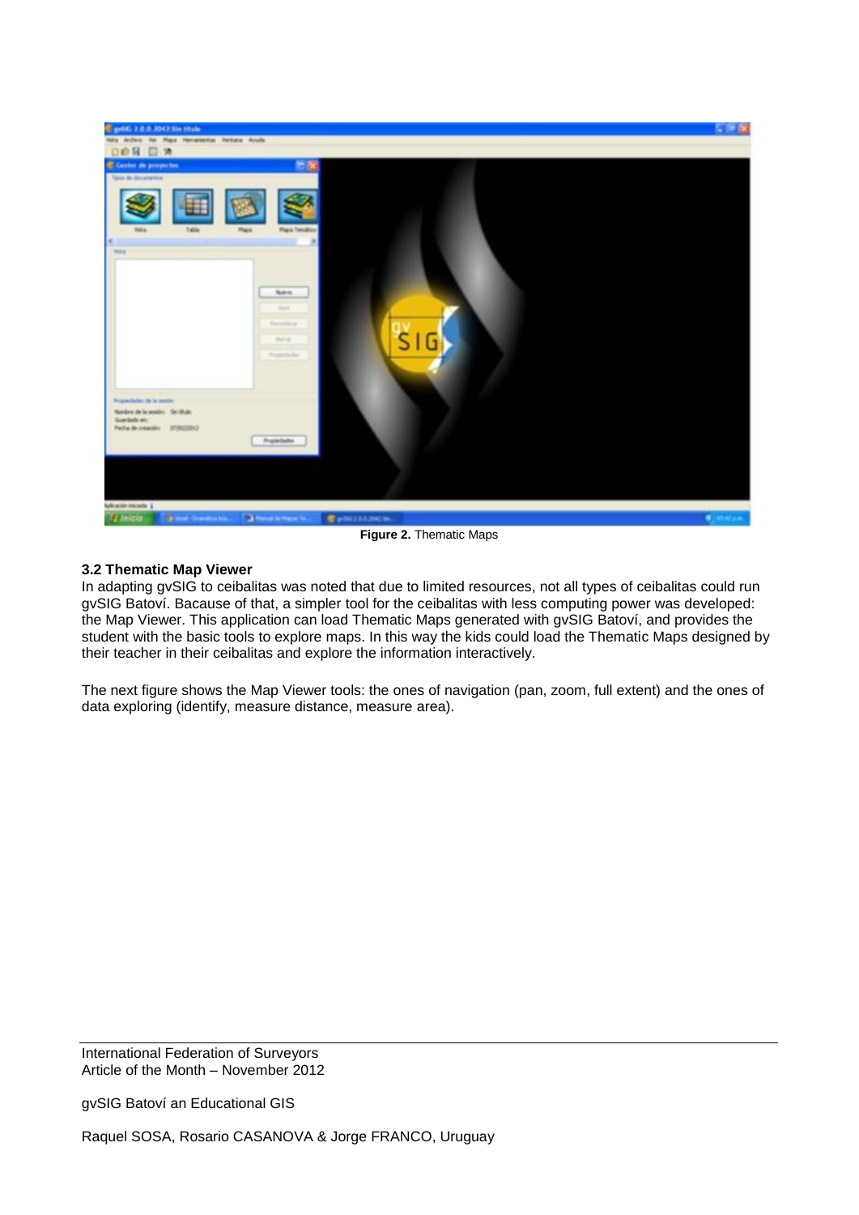**Figure 2.** Thematic Maps

### 3.2 Thematic Map Viewer

In adapting gvSIG to ceibalitas was noted that due to limited resources, not all types of ceibalitas could run gvSIG Batoví. Bacause of that, a simpler tool for the ceibalitas with less computing power was developed: the Map Viewer. This application can load Thematic Maps generated with gvSIG Batoví, and provides the student with the basic tools to explore maps. In this way the kids could load the Thematic Maps designed by their teacher in their ceibalitas and explore the information interactively.

The next figure shows the Map Viewer tools: the ones of navigation (pan, zoom, full extent) and the ones of data exploring (identify, measure distance, measure area).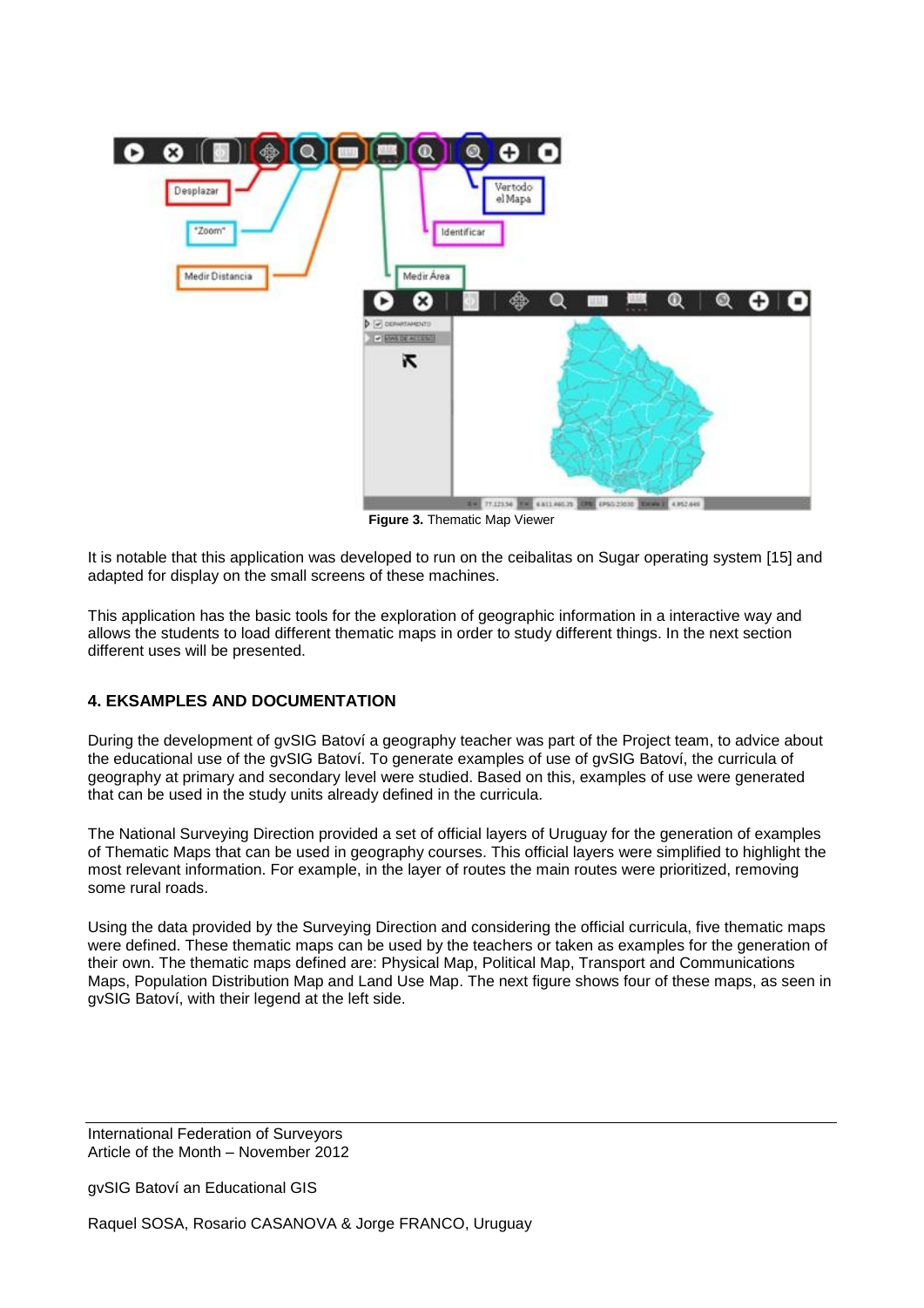Figure 3. Thematic Map Viewer

It is notable that this application was developed to run on the ceibalitas on Sugar operating system [15] and adapted for display on the small screens of these machines.

This application has the basic tools for the exploration of geographic information in a interactive way and allows the students to load different thematic maps in order to study different things. In the next section different uses will be presented.

## 4. EKSAMPLES AND DOCUMENTATION

During the development of gvSIG Batoví a geography teacher was part of the Project team, to advice about the educational use of the gvSIG Batoví. To generate examples of use of gvSIG Batoví, the curricula of geography at primary and secondary level were studied. Based on this, examples of use were generated that can be used in the study units already defined in the curricula.

The National Surveying Direction provided a set of official layers of Uruguay for the generation of examples of Thematic Maps that can be used in geography courses. This official layers were simplified to highlight the most relevant information. For example, in the layer of routes the main routes were prioritized, removing some rural roads.

Using the data provided by the Surveying Direction and considering the official curricula, five thematic maps were defined. These thematic maps can be used by the teachers or taken as examples for the generation of their own. The thematic maps defined are: Physical Map, Political Map, Transport and Communications Maps, Population Distribution Map and Land Use Map. The next figure shows four of these maps, as seen in gvSIG Batoví, with their legend at the left side.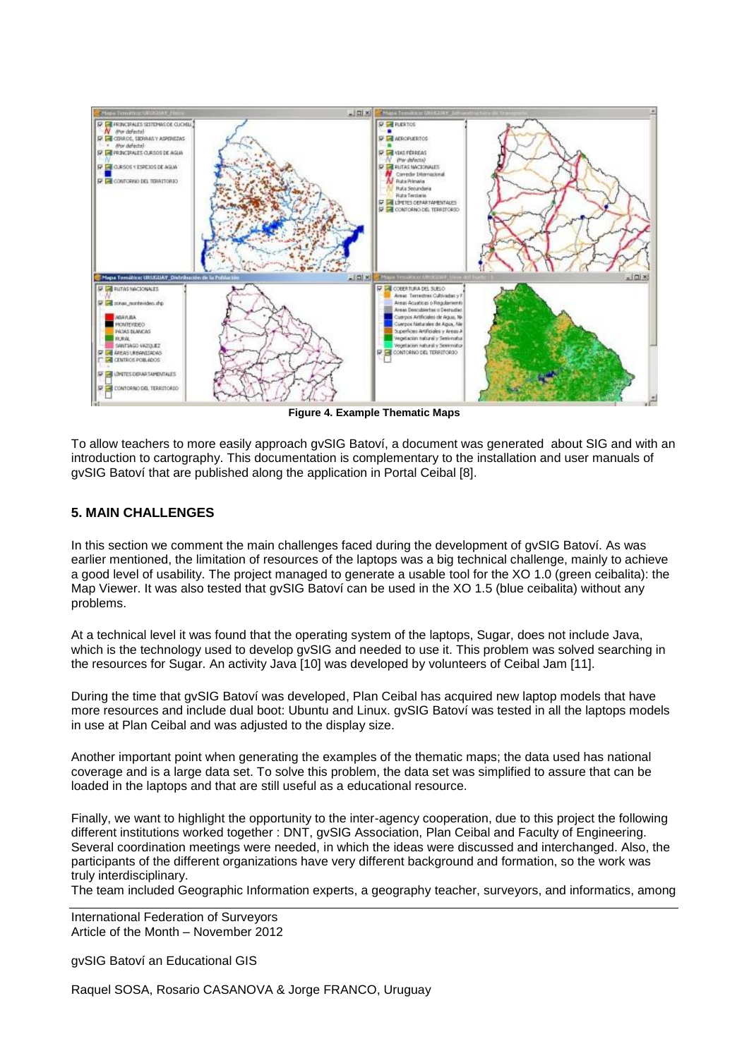**Figure 4. Example Thematic Maps**

To allow teachers to more easily approach gvSIG Batoví, a document was generated about SIG and with an introduction to cartography. This documentation is complementary to the installation and user manuals of gvSIG Batoví that are published along the application in Portal Ceibal [8].

## 5. MAIN CHALLENGES

In this section we comment the main challenges faced during the development of gvSIG Batoví. As was earlier mentioned, the limitation of resources of the laptops was a big technical challenge, mainly to achieve a good level of usability. The project managed to generate a usable tool for the XO 1.0 (green ceibalita): the Map Viewer. It was also tested that gvSIG Batoví can be used in the XO 1.5 (blue ceibalita) without any problems.

At a technical level it was found that the operating system of the laptops, Sugar, does not include Java, which is the technology used to develop gvSIG and needed to use it. This problem was solved searching in the resources for Sugar. An activity Java [10] was developed by volunteers of Ceibal Jam [11].

During the time that gvSIG Batoví was developed, Plan Ceibal has acquired new laptop models that have more resources and include dual boot: Ubuntu and Linux. gvSIG Batoví was tested in all the laptops models in use at Plan Ceibal and was adjusted to the display size.

Another important point when generating the examples of the thematic maps; the data used has national coverage and is a large data set. To solve this problem, the data set was simplified to assure that can be loaded in the laptops and that are still useful as a educational resource.

Finally, we want to highlight the opportunity to the inter-agency cooperation, due to this project the following different institutions worked together : DNT, gvSIG Association, Plan Ceibal and Faculty of Engineering. Several coordination meetings were needed, in which the ideas were discussed and interchanged. Also, the participants of the different organizations have very different background and formation, so the work was truly interdisciplinary.

The team included Geographic Information experts, a geography teacher, surveyors, and informatics, among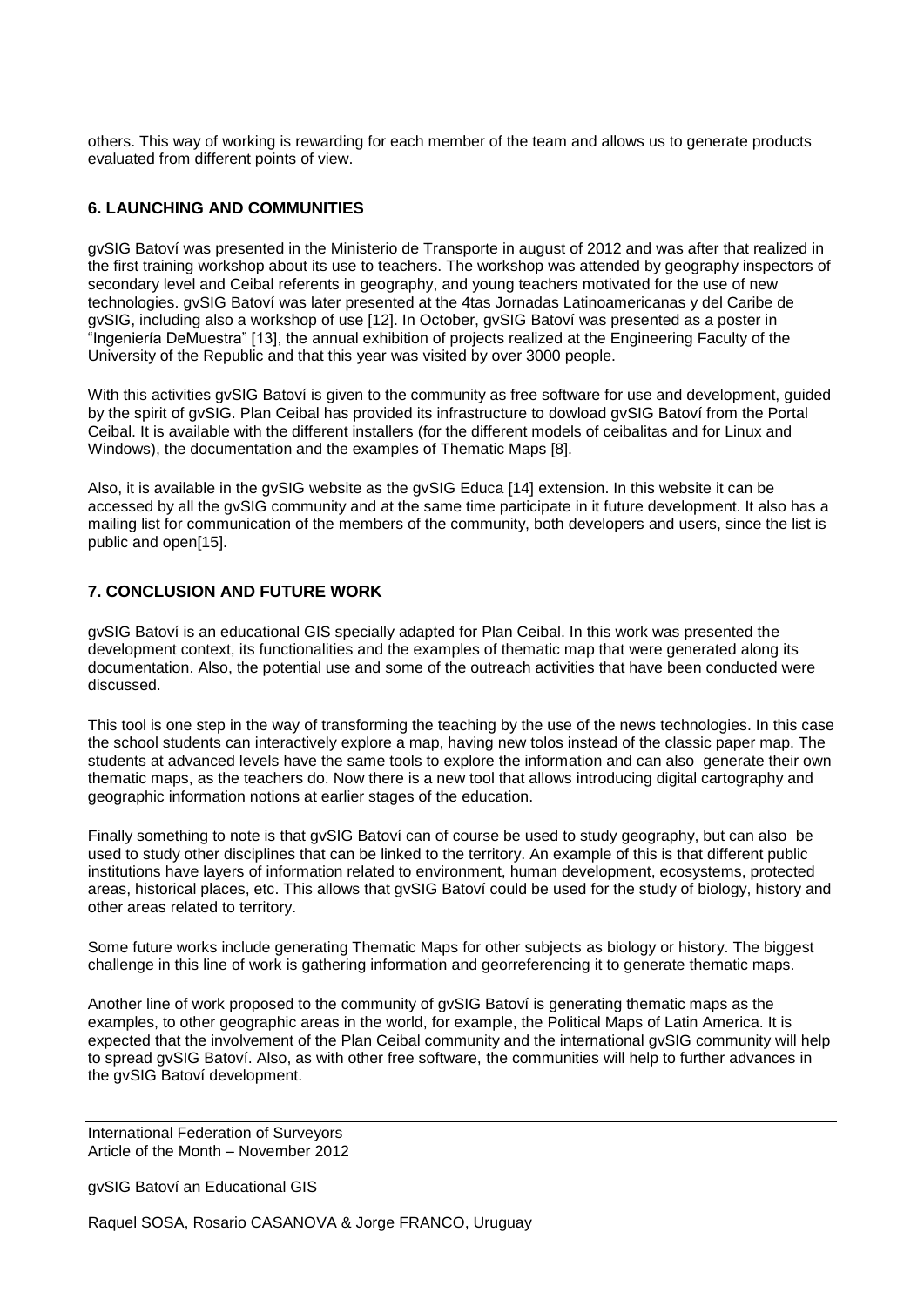others. This way of working is rewarding for each member of the team and allows us to generate products evaluated from different points of view.

## 6. LAUNCHING AND COMMUNITIES

gvSIG Batoví was presented in the Ministerio de Transporte in august of 2012 and was after that realized in the first training workshop about its use to teachers. The workshop was attended by geography inspectors of secondary level and Ceibal referents in geography, and young teachers motivated for the use of new technologies. gvSIG Batoví was later presented at the 4tas Jornadas Latinoamericanas y del Caribe de gvSIG, including also a workshop of use [12]. In October, gvSIG Batoví was presented as a poster in "Ingeniería DeMuestra" [13], the annual exhibition of projects realized at the Engineering Faculty of the University of the Republic and that this year was visited by over 3000 people.

With this activities gvSIG Batoví is given to the community as free software for use and development, guided by the spirit of gvSIG. Plan Ceibal has provided its infrastructure to dowload gvSIG Batoví from the Portal Ceibal. It is available with the different installers (for the different models of ceibalitas and for Linux and Windows), the documentation and the examples of Thematic Maps [8].

Also, it is available in the gvSIG website as the gvSIG Educa [14] extension. In this website it can be accessed by all the gvSIG community and at the same time participate in it future development. It also has a mailing list for communication of the members of the community, both developers and users, since the list is public and open[15].

## 7. CONCLUSION AND FUTURE WORK

gvSIG Batoví is an educational GIS specially adapted for Plan Ceibal. In this work was presented the development context, its functionalities and the examples of thematic map that were generated along its documentation. Also, the potential use and some of the outreach activities that have been conducted were discussed.

This tool is one step in the way of transforming the teaching by the use of the news technologies. In this case the school students can interactively explore a map, having new tolos instead of the classic paper map. The students at advanced levels have the same tools to explore the information and can also generate their own thematic maps, as the teachers do. Now there is a new tool that allows introducing digital cartography and geographic information notions at earlier stages of the education.

Finally something to note is that gvSIG Batoví can of course be used to study geography, but can also be used to study other disciplines that can be linked to the territory. An example of this is that different public institutions have layers of information related to environment, human development, ecosystems, protected areas, historical places, etc. This allows that gvSIG Batoví could be used for the study of biology, history and other areas related to territory.

Some future works include generating Thematic Maps for other subjects as biology or history. The biggest challenge in this line of work is gathering information and georreferencing it to generate thematic maps.

Another line of work proposed to the community of gvSIG Batoví is generating thematic maps as the examples, to other geographic areas in the world, for example, the Political Maps of Latin America. It is expected that the involvement of the Plan Ceibal community and the international gvSIG community will help to spread gvSIG Batoví. Also, as with other free software, the communities will help to further advances in the gvSIG Batoví development.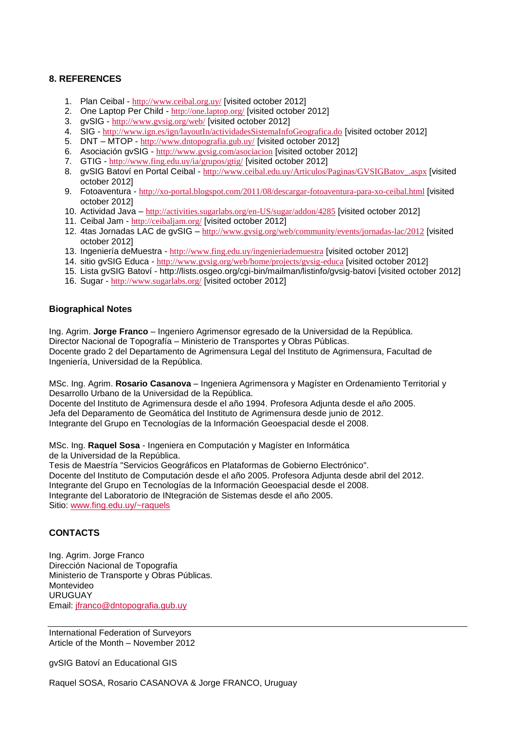## 8. REFERENCES

1. Plan Ceibal - http://www.ceibal.org.uy/ [visited october 2012]
2. One Laptop Per Child - http://one.laptop.org/ [visited october 2012]
3. gvSIG - http://www.gvsig.org/web/ [visited october 2012]
4. SIG - http://www.ign.es/ign/layoutIn/actividadesSistemaInfoGeografica.do [visited october 2012]
5. DNT – MTOP - http://www.dntopografia.gub.uy/ [visited october 2012]
6. Asociación gvSIG - http://www.gvsig.com/asociacion [visited october 2012]
7. GTIG - http://www.fing.edu.uy/ia/grupos/gtig/ [visited october 2012]
8. gvSIG Batoví en Portal Ceibal - http://www.ceibal.edu.uy/Articulos/Paginas/GVSIGBatov_.aspx [visited october 2012]
9. Fotoaventura - http://xo-portal.blogspot.com/2011/08/descargar-fotoaventura-para-xo-ceibal.html [visited october 2012]
10. Actividad Java – http://activities.sugarlabs.org/en-US/sugar/addon/4285 [visited october 2012]
11. Ceibal Jam - http://ceibaljam.org/ [visited october 2012]
12. 4tas Jornadas LAC de gvSIG – http://www.gvsig.org/web/community/events/jornadas-lac/2012 [visited october 2012]
13. Ingeniería deMuestra - http://www.fing.edu.uy/ingenieriademuestra [visited october 2012]
14. sitio gvSIG Educa - http://www.gvsig.org/web/home/projects/gvsig-educa [visited october 2012]
15. Lista gvSIG Batoví - http://lists.osgeo.org/cgi-bin/mailman/listinfo/gvsig-batovi [visited october 2012]
16. Sugar - http://www.sugarlabs.org/ [visited october 2012]

### Biographical Notes

Ing. Agrim. **Jorge Franco** – Ingeniero Agrimensor egresado de la Universidad de la República.
Director Nacional de Topografía – Ministerio de Transportes y Obras Públicas.
Docente grado 2 del Departamento de Agrimensura Legal del Instituto de Agrimensura, Facultad de Ingeniería, Universidad de la República.

MSc. Ing. Agrim. **Rosario Casanova** – Ingeniera Agrimensora y Magíster en Ordenamiento Territorial y Desarrollo Urbano de la Universidad de la República.
Docente del Instituto de Agrimensura desde el año 1994. Profesora Adjunta desde el año 2005.
Jefa del Deparamento de Geomática del Instituto de Agrimensura desde junio de 2012.
Integrante del Grupo en Tecnologías de la Información Geoespacial desde el 2008.

MSc. Ing. **Raquel Sosa** - Ingeniera en Computación y Magíster en Informática de la Universidad de la República.
Tesis de Maestría "Servicios Geográficos en Plataformas de Gobierno Electrónico".
Docente del Instituto de Computación desde el año 2005. Profesora Adjunta desde abril del 2012.
Integrante del Grupo en Tecnologías de la Información Geoespacial desde el 2008.
Integrante del Laboratorio de INtegración de Sistemas desde el año 2005.
Sitio: www.fing.edu.uy/~raquels

### CONTACTS

Ing. Agrim. Jorge Franco
Dirección Nacional de Topografía
Ministerio de Transporte y Obras Públicas.
Montevideo
URUGUAY
Email: jfranco@dntopografia.gub.uy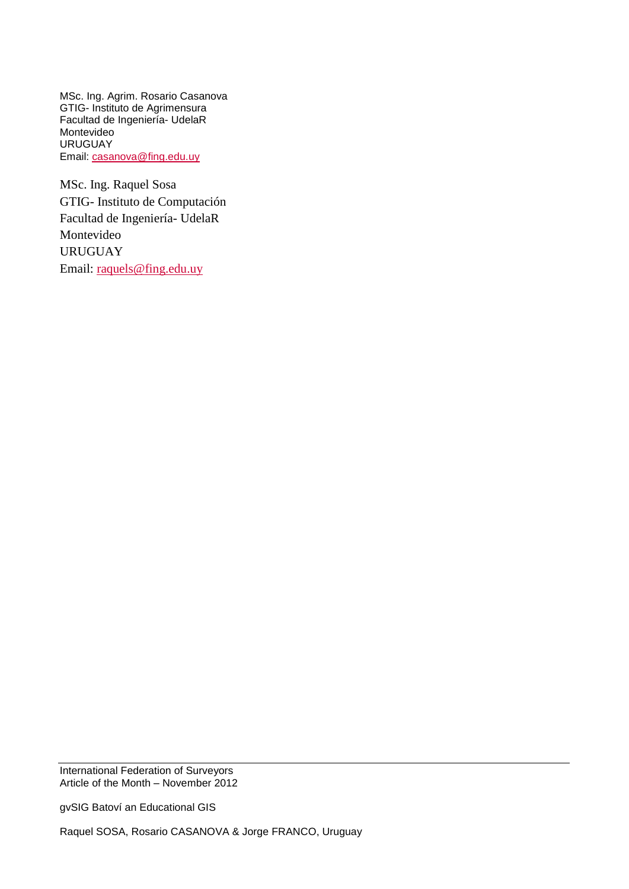MSc. Ing. Agrim. Rosario Casanova
GTIG- Instituto de Agrimensura
Facultad de Ingeniería- UdelaR
Montevideo
URUGUAY
Email: casanova@fing.edu.uy

MSc. Ing. Raquel Sosa
GTIG- Instituto de Computación
Facultad de Ingeniería- UdelaR
Montevideo
URUGUAY
Email: raquels@fing.edu.uy